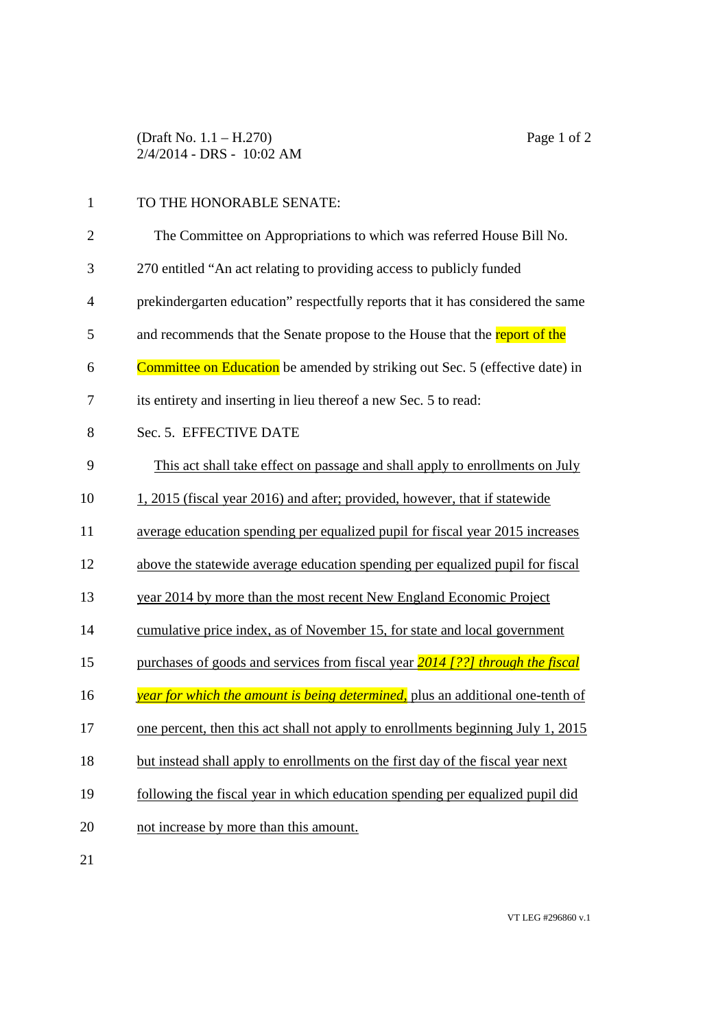(Draft No. 1.1 – H.270)
2/4/2014 - DRS - 10:02 AM

TO THE HONORABLE SENATE:

The Committee on Appropriations to which was referred House Bill No. 270 entitled "An act relating to providing access to publicly funded prekindergarten education" respectfully reports that it has considered the same and recommends that the Senate propose to the House that the report of the Committee on Education be amended by striking out Sec. 5 (effective date) in its entirety and inserting in lieu thereof a new Sec. 5 to read:

Sec. 5. EFFECTIVE DATE

<u>This act shall take effect on passage and shall apply to enrollments on July 1, 2015 (fiscal year 2016) and after; provided, however, that if statewide average education spending per equalized pupil for fiscal year 2015 increases above the statewide average education spending per equalized pupil for fiscal year 2014 by more than the most recent New England Economic Project cumulative price index, as of November 15, for state and local government purchases of goods and services from fiscal year *2014 [??] through the fiscal year for which the amount is being determined*, plus an additional one-tenth of one percent, then this act shall not apply to enrollments beginning July 1, 2015 but instead shall apply to enrollments on the first day of the fiscal year next following the fiscal year in which education spending per equalized pupil did not increase by more than this amount.</u>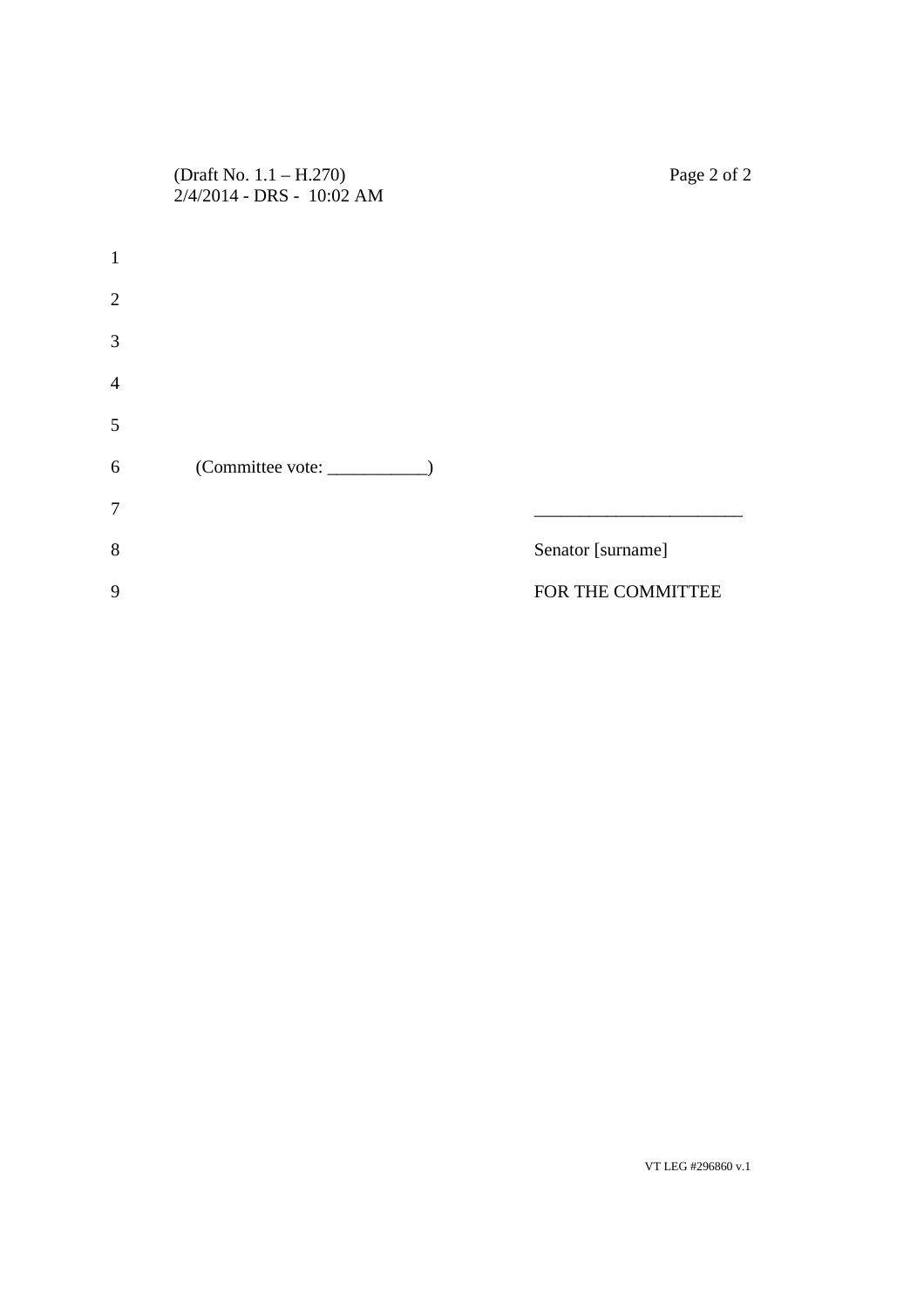(Committee vote: ___________)

_______________________

Senator [surname]

FOR THE COMMITTEE